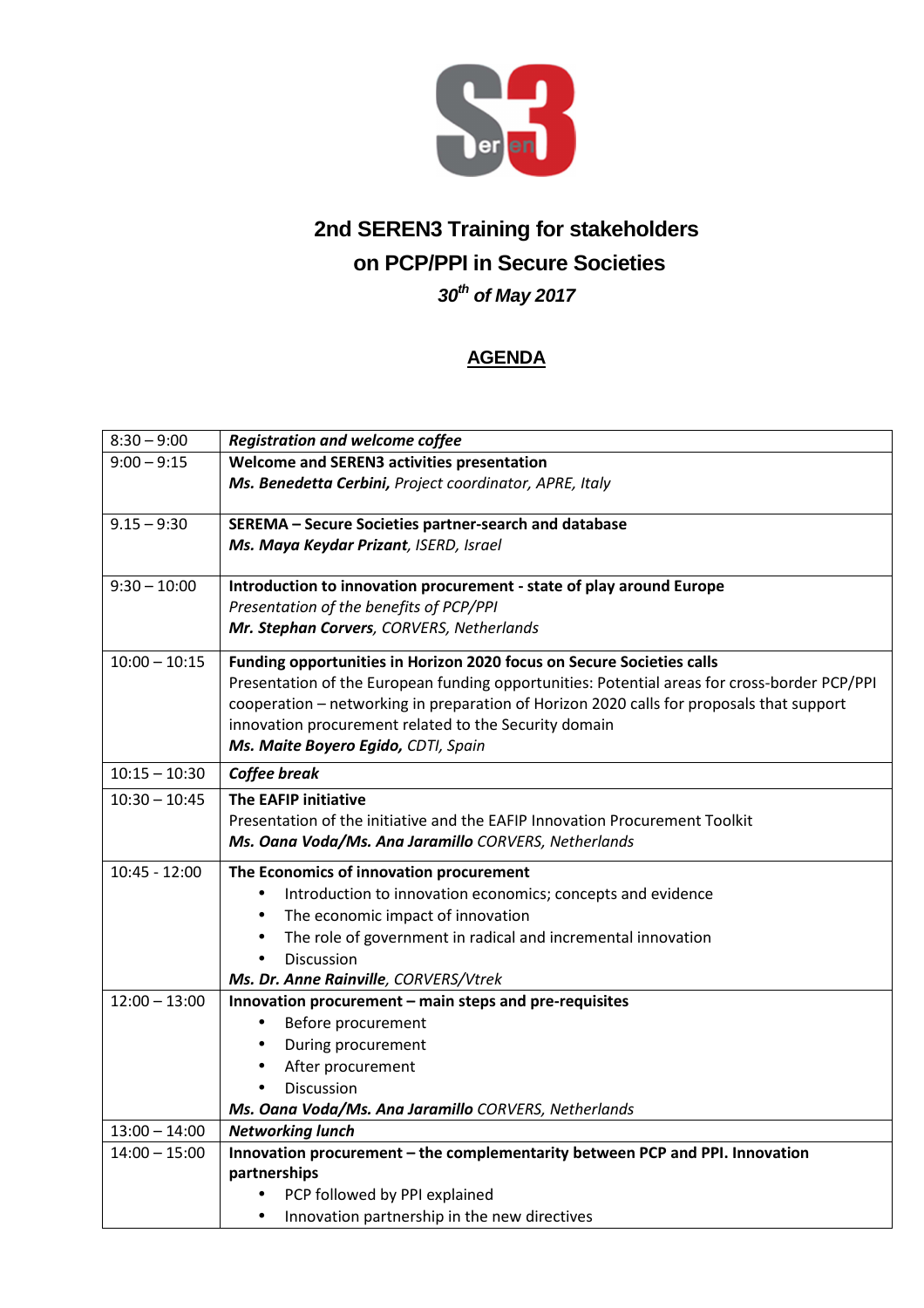# 2nd SEREN3 Training for stakeholders on PCP/PPI in Secure Societies

***30th of May 2017***

## AGENDA

| | |
|---|---|
| 8:30 – 9:00 | ***Registration and welcome coffee*** |
| 9:00 – 9:15 | **Welcome and SEREN3 activities presentation**<br>***Ms. Benedetta Cerbini,*** *Project coordinator, APRE, Italy* |
| 9.15 – 9:30 | **SEREMA – Secure Societies partner-search and database**<br>***Ms. Maya Keydar Prizant****, ISERD, Israel* |
| 9:30 – 10:00 | **Introduction to innovation procurement - state of play around Europe**<br>*Presentation of the benefits of PCP/PPI*<br>***Mr. Stephan Corvers****, CORVERS, Netherlands* |
| 10:00 – 10:15 | **Funding opportunities in Horizon 2020 focus on Secure Societies calls**<br>Presentation of the European funding opportunities: Potential areas for cross-border PCP/PPI cooperation – networking in preparation of Horizon 2020 calls for proposals that support innovation procurement related to the Security domain<br>***Ms. Maite Boyero Egido,*** *CDTI, Spain* |
| 10:15 – 10:30 | ***Coffee break*** |
| 10:30 – 10:45 | **The EAFIP initiative**<br>Presentation of the initiative and the EAFIP Innovation Procurement Toolkit<br>***Ms. Oana Voda/Ms. Ana Jaramillo*** *CORVERS, Netherlands* |
| 10:45 - 12:00 | **The Economics of innovation procurement**<br>• Introduction to innovation economics; concepts and evidence<br>• The economic impact of innovation<br>• The role of government in radical and incremental innovation<br>• Discussion<br>***Ms. Dr. Anne Rainville****, CORVERS/Vtrek* |
| 12:00 – 13:00 | **Innovation procurement – main steps and pre-requisites**<br>• Before procurement<br>• During procurement<br>• After procurement<br>• Discussion<br>***Ms. Oana Voda/Ms. Ana Jaramillo*** *CORVERS, Netherlands* |
| 13:00 – 14:00 | ***Networking lunch*** |
| 14:00 – 15:00 | **Innovation procurement – the complementarity between PCP and PPI. Innovation partnerships**<br>• PCP followed by PPI explained<br>• Innovation partnership in the new directives |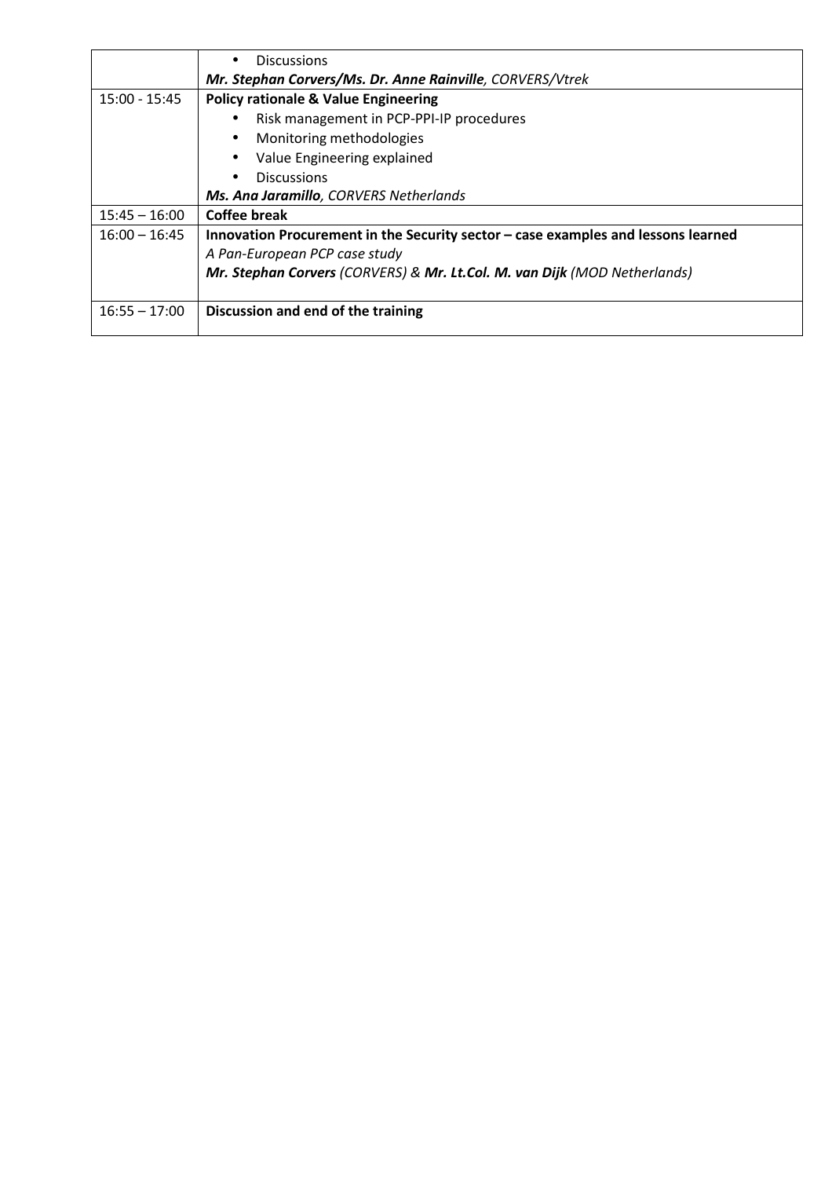| | |
|---|---|
| | • Discussions<br>***Mr. Stephan Corvers/Ms. Dr. Anne Rainville**, CORVERS/Vtrek* |
| 15:00 - 15:45 | **Policy rationale & Value Engineering**<br>• Risk management in PCP-PPI-IP procedures<br>• Monitoring methodologies<br>• Value Engineering explained<br>• Discussions<br>***Ms. Ana Jaramillo**, CORVERS Netherlands* |
| 15:45 – 16:00 | **Coffee break** |
| 16:00 – 16:45 | **Innovation Procurement in the Security sector – case examples and lessons learned**<br>*A Pan-European PCP case study*<br>***Mr. Stephan Corvers** (CORVERS) & **Mr. Lt.Col. M. van Dijk** (MOD Netherlands)* |
| 16:55 – 17:00 | **Discussion and end of the training** |